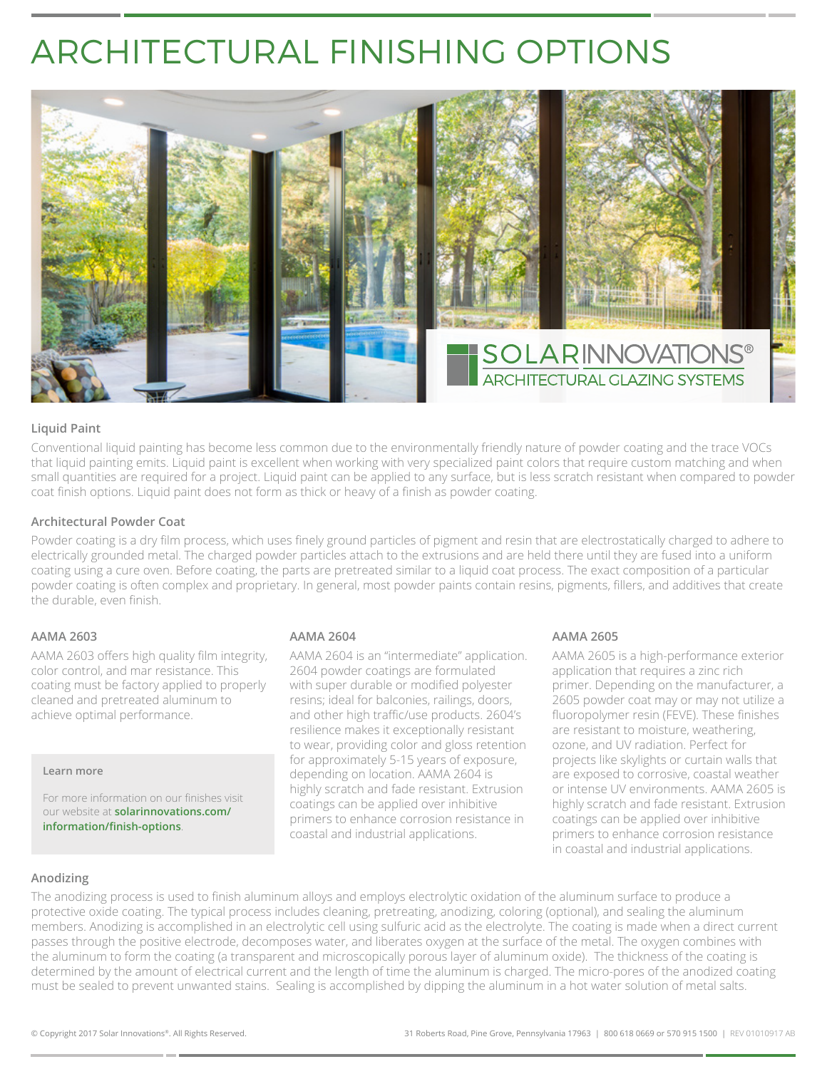# ARCHITECTURAL FINISHING OPTIONS

SOLARINNOVATIONS®
ARCHITECTURAL GLAZING SYSTEMS

### Liquid Paint

Conventional liquid painting has become less common due to the environmentally friendly nature of powder coating and the trace VOCs that liquid painting emits. Liquid paint is excellent when working with very specialized paint colors that require custom matching and when small quantities are required for a project. Liquid paint can be applied to any surface, but is less scratch resistant when compared to powder coat finish options. Liquid paint does not form as thick or heavy of a finish as powder coating.

### Architectural Powder Coat

Powder coating is a dry film process, which uses finely ground particles of pigment and resin that are electrostatically charged to adhere to electrically grounded metal. The charged powder particles attach to the extrusions and are held there until they are fused into a uniform coating using a cure oven. Before coating, the parts are pretreated similar to a liquid coat process. The exact composition of a particular powder coating is often complex and proprietary. In general, most powder paints contain resins, pigments, fillers, and additives that create the durable, even finish.

### AAMA 2603

AAMA 2603 offers high quality film integrity, color control, and mar resistance. This coating must be factory applied to properly cleaned and pretreated aluminum to achieve optimal performance.

**Learn more**

For more information on our finishes visit our website at **solarinnovations.com/information/finish-options**.

### AAMA 2604

AAMA 2604 is an "intermediate" application. 2604 powder coatings are formulated with super durable or modified polyester resins; ideal for balconies, railings, doors, and other high traffic/use products. 2604's resilience makes it exceptionally resistant to wear, providing color and gloss retention for approximately 5-15 years of exposure, depending on location. AAMA 2604 is highly scratch and fade resistant. Extrusion coatings can be applied over inhibitive primers to enhance corrosion resistance in coastal and industrial applications.

### AAMA 2605

AAMA 2605 is a high-performance exterior application that requires a zinc rich primer. Depending on the manufacturer, a 2605 powder coat may or may not utilize a fluoropolymer resin (FEVE). These finishes are resistant to moisture, weathering, ozone, and UV radiation. Perfect for projects like skylights or curtain walls that are exposed to corrosive, coastal weather or intense UV environments. AAMA 2605 is highly scratch and fade resistant. Extrusion coatings can be applied over inhibitive primers to enhance corrosion resistance in coastal and industrial applications.

### Anodizing

The anodizing process is used to finish aluminum alloys and employs electrolytic oxidation of the aluminum surface to produce a protective oxide coating. The typical process includes cleaning, pretreating, anodizing, coloring (optional), and sealing the aluminum members. Anodizing is accomplished in an electrolytic cell using sulfuric acid as the electrolyte. The coating is made when a direct current passes through the positive electrode, decomposes water, and liberates oxygen at the surface of the metal. The oxygen combines with the aluminum to form the coating (a transparent and microscopically porous layer of aluminum oxide). The thickness of the coating is determined by the amount of electrical current and the length of time the aluminum is charged. The micro-pores of the anodized coating must be sealed to prevent unwanted stains. Sealing is accomplished by dipping the aluminum in a hot water solution of metal salts.

© Copyright 2017 Solar Innovations®. All Rights Reserved. 31 Roberts Road, Pine Grove, Pennsylvania 17963 | 800 618 0669 or 570 915 1500 | REV 01010917 AB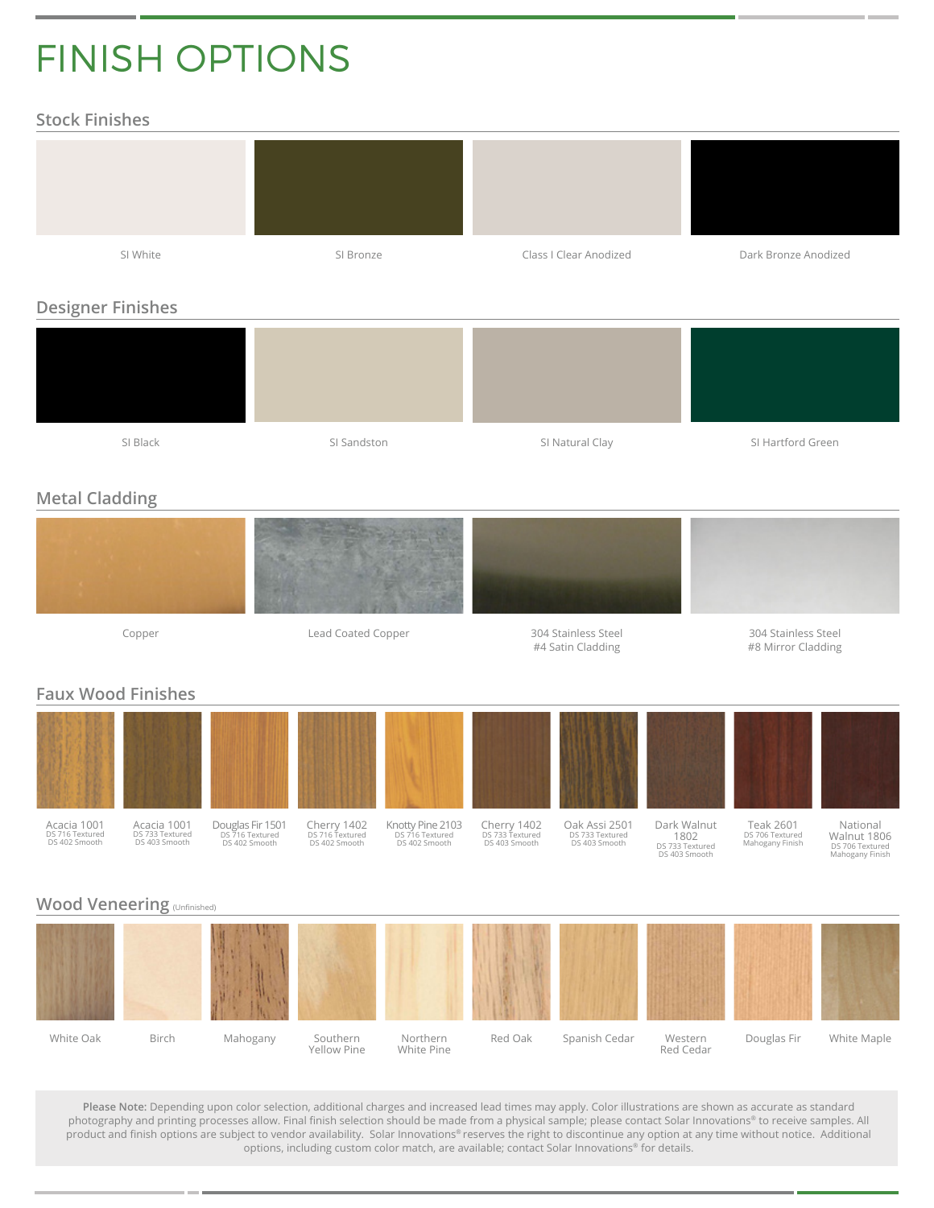# FINISH OPTIONS

## Stock Finishes

SI White

SI Bronze

Class I Clear Anodized

Dark Bronze Anodized

## Designer Finishes

SI Black

SI Sandston

SI Natural Clay

SI Hartford Green

## Metal Cladding

Copper

Lead Coated Copper

304 Stainless Steel #4 Satin Cladding

304 Stainless Steel #8 Mirror Cladding

## Faux Wood Finishes

Acacia 1001
DS 716 Textured
DS 402 Smooth

Acacia 1001
DS 733 Textured
DS 403 Smooth

Douglas Fir 1501
DS 716 Textured
DS 402 Smooth

Cherry 1402
DS 716 Textured
DS 402 Smooth

Knotty Pine 2103
DS 716 Textured
DS 402 Smooth

Cherry 1402
DS 733 Textured
DS 403 Smooth

Oak Assi 2501
DS 733 Textured
DS 403 Smooth

Dark Walnut 1802
DS 733 Textured
DS 403 Smooth

Teak 2601
DS 706 Textured
Mahogany Finish

National Walnut 1806
DS 706 Textured
Mahogany Finish

## Wood Veneering (Unfinished)

White Oak

Birch

Mahogany

Southern Yellow Pine

Northern White Pine

Red Oak

Spanish Cedar

Western Red Cedar

Douglas Fir

White Maple

**Please Note:** Depending upon color selection, additional charges and increased lead times may apply. Color illustrations are shown as accurate as standard photography and printing processes allow. Final finish selection should be made from a physical sample; please contact Solar Innovations® to receive samples. All product and finish options are subject to vendor availability. Solar Innovations® reserves the right to discontinue any option at any time without notice. Additional options, including custom color match, are available; contact Solar Innovations® for details.